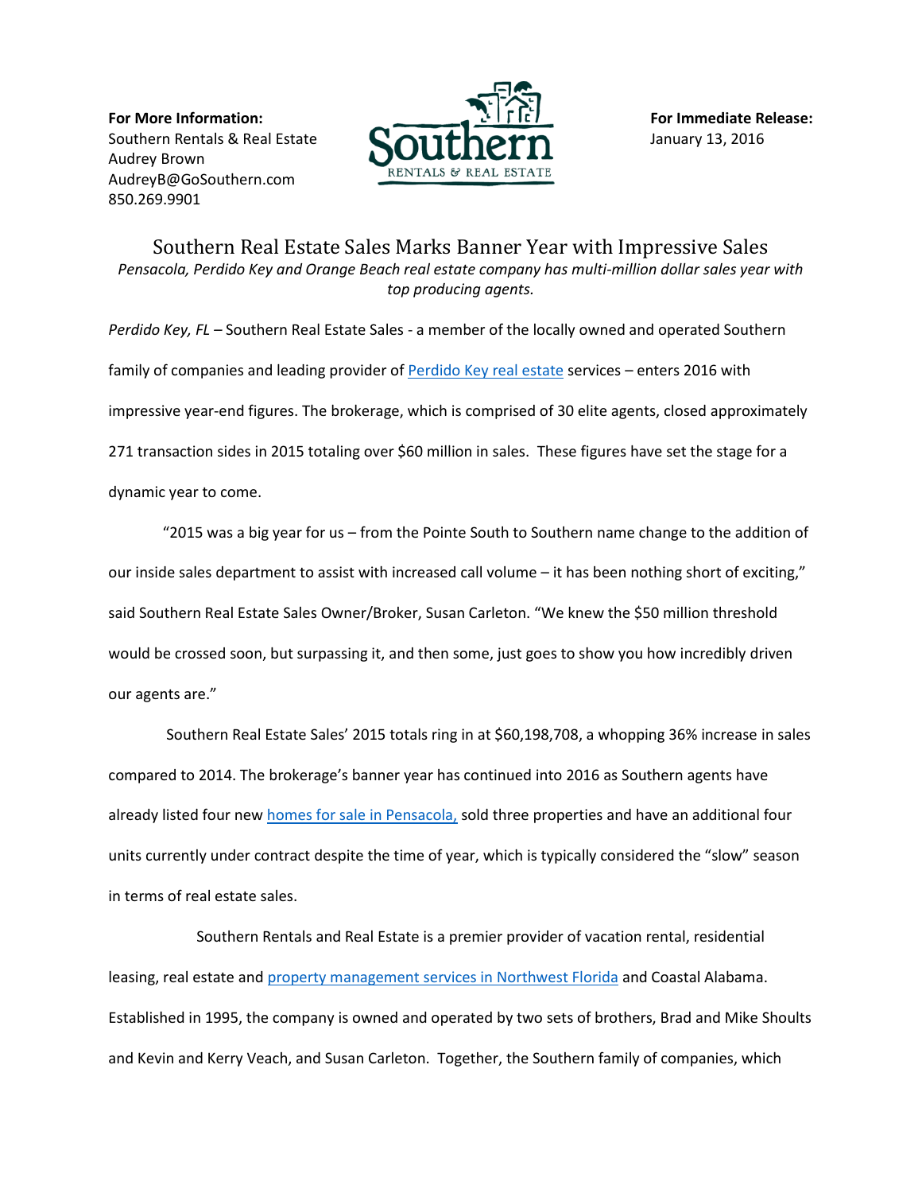**For More Information:**
Southern Rentals & Real Estate
Audrey Brown
AudreyB@GoSouthern.com
850.269.9901

**For Immediate Release:**
January 13, 2016

# Southern Real Estate Sales Marks Banner Year with Impressive Sales

*Pensacola, Perdido Key and Orange Beach real estate company has multi-million dollar sales year with top producing agents.*

*Perdido Key, FL* – Southern Real Estate Sales - a member of the locally owned and operated Southern family of companies and leading provider of Perdido Key real estate services – enters 2016 with impressive year-end figures. The brokerage, which is comprised of 30 elite agents, closed approximately 271 transaction sides in 2015 totaling over $60 million in sales. These figures have set the stage for a dynamic year to come.

"2015 was a big year for us – from the Pointe South to Southern name change to the addition of our inside sales department to assist with increased call volume – it has been nothing short of exciting," said Southern Real Estate Sales Owner/Broker, Susan Carleton. "We knew the $50 million threshold would be crossed soon, but surpassing it, and then some, just goes to show you how incredibly driven our agents are."

Southern Real Estate Sales' 2015 totals ring in at $60,198,708, a whopping 36% increase in sales compared to 2014. The brokerage's banner year has continued into 2016 as Southern agents have already listed four new homes for sale in Pensacola, sold three properties and have an additional four units currently under contract despite the time of year, which is typically considered the "slow" season in terms of real estate sales.

Southern Rentals and Real Estate is a premier provider of vacation rental, residential leasing, real estate and property management services in Northwest Florida and Coastal Alabama. Established in 1995, the company is owned and operated by two sets of brothers, Brad and Mike Shoults and Kevin and Kerry Veach, and Susan Carleton. Together, the Southern family of companies, which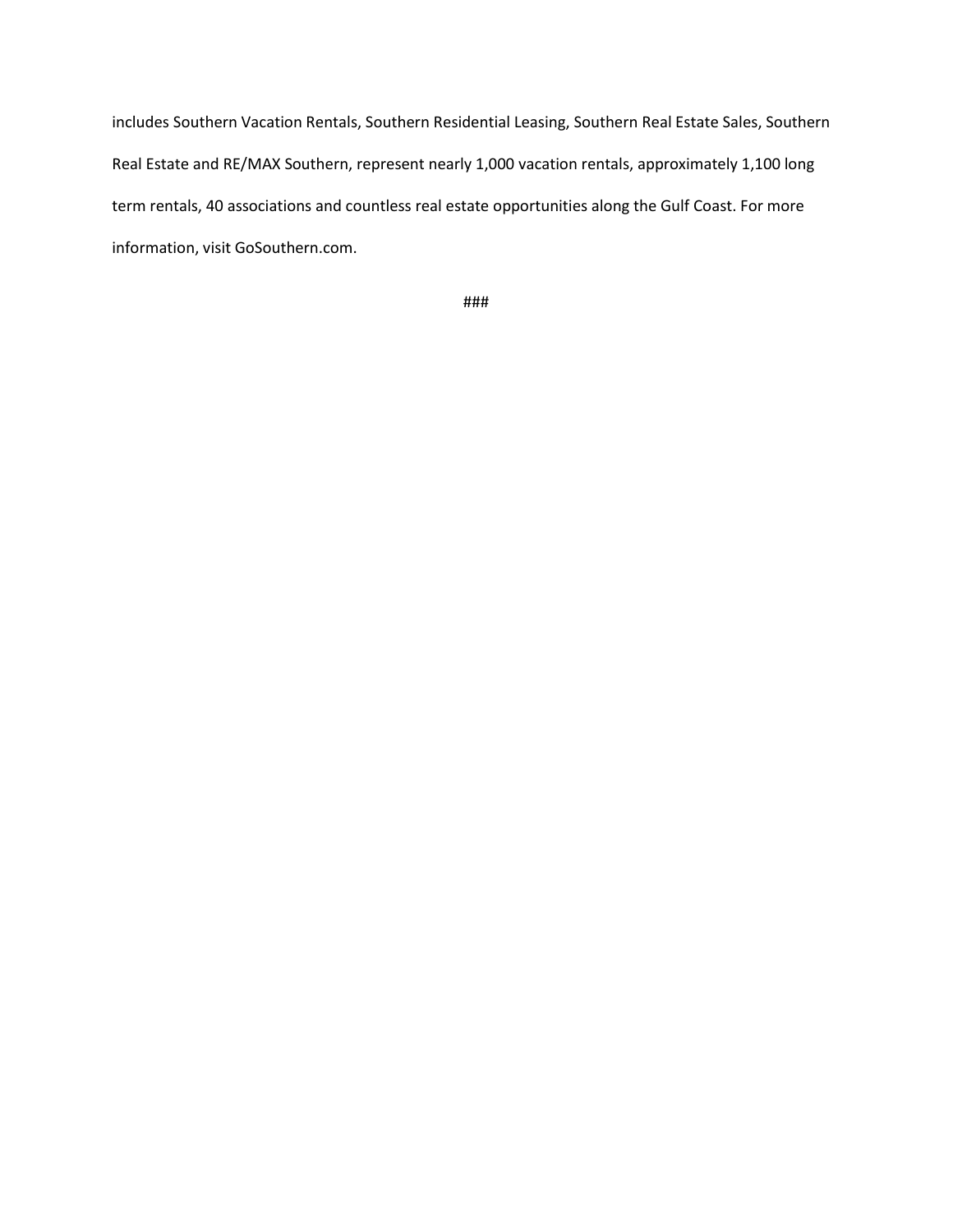includes Southern Vacation Rentals, Southern Residential Leasing, Southern Real Estate Sales, Southern Real Estate and RE/MAX Southern, represent nearly 1,000 vacation rentals, approximately 1,100 long term rentals, 40 associations and countless real estate opportunities along the Gulf Coast. For more information, visit GoSouthern.com.

###